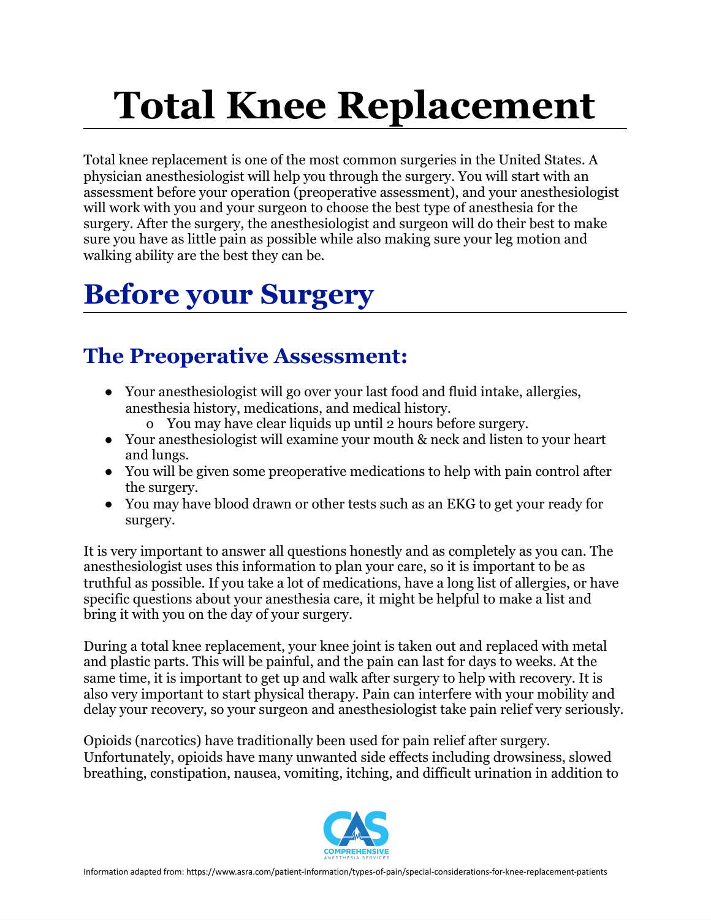# Total Knee Replacement

Total knee replacement is one of the most common surgeries in the United States. A physician anesthesiologist will help you through the surgery. You will start with an assessment before your operation (preoperative assessment), and your anesthesiologist will work with you and your surgeon to choose the best type of anesthesia for the surgery. After the surgery, the anesthesiologist and surgeon will do their best to make sure you have as little pain as possible while also making sure your leg motion and walking ability are the best they can be.

## Before your Surgery

### The Preoperative Assessment:

- Your anesthesiologist will go over your last food and fluid intake, allergies, anesthesia history, medications, and medical history.
  - You may have clear liquids up until 2 hours before surgery.
- Your anesthesiologist will examine your mouth & neck and listen to your heart and lungs.
- You will be given some preoperative medications to help with pain control after the surgery.
- You may have blood drawn or other tests such as an EKG to get your ready for surgery.

It is very important to answer all questions honestly and as completely as you can. The anesthesiologist uses this information to plan your care, so it is important to be as truthful as possible. If you take a lot of medications, have a long list of allergies, or have specific questions about your anesthesia care, it might be helpful to make a list and bring it with you on the day of your surgery.

During a total knee replacement, your knee joint is taken out and replaced with metal and plastic parts. This will be painful, and the pain can last for days to weeks. At the same time, it is important to get up and walk after surgery to help with recovery. It is also very important to start physical therapy. Pain can interfere with your mobility and delay your recovery, so your surgeon and anesthesiologist take pain relief very seriously.

Opioids (narcotics) have traditionally been used for pain relief after surgery. Unfortunately, opioids have many unwanted side effects including drowsiness, slowed breathing, constipation, nausea, vomiting, itching, and difficult urination in addition to

Information adapted from: https://www.asra.com/patient-information/types-of-pain/special-considerations-for-knee-replacement-patients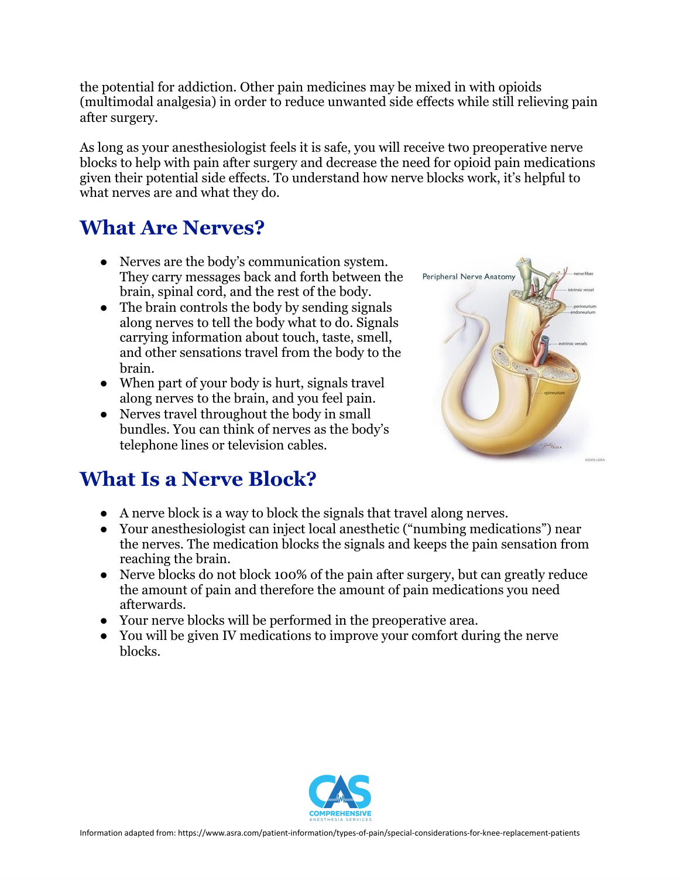the potential for addiction. Other pain medicines may be mixed in with opioids (multimodal analgesia) in order to reduce unwanted side effects while still relieving pain after surgery.

As long as your anesthesiologist feels it is safe, you will receive two preoperative nerve blocks to help with pain after surgery and decrease the need for opioid pain medications given their potential side effects. To understand how nerve blocks work, it's helpful to what nerves are and what they do.

## What Are Nerves?

- Nerves are the body's communication system. They carry messages back and forth between the brain, spinal cord, and the rest of the body.
- The brain controls the body by sending signals along nerves to tell the body what to do. Signals carrying information about touch, taste, smell, and other sensations travel from the body to the brain.
- When part of your body is hurt, signals travel along nerves to the brain, and you feel pain.
- Nerves travel throughout the body in small bundles. You can think of nerves as the body's telephone lines or television cables.

## What Is a Nerve Block?

- A nerve block is a way to block the signals that travel along nerves.
- Your anesthesiologist can inject local anesthetic ("numbing medications") near the nerves. The medication blocks the signals and keeps the pain sensation from reaching the brain.
- Nerve blocks do not block 100% of the pain after surgery, but can greatly reduce the amount of pain and therefore the amount of pain medications you need afterwards.
- Your nerve blocks will be performed in the preoperative area.
- You will be given IV medications to improve your comfort during the nerve blocks.

Information adapted from: https://www.asra.com/patient-information/types-of-pain/special-considerations-for-knee-replacement-patients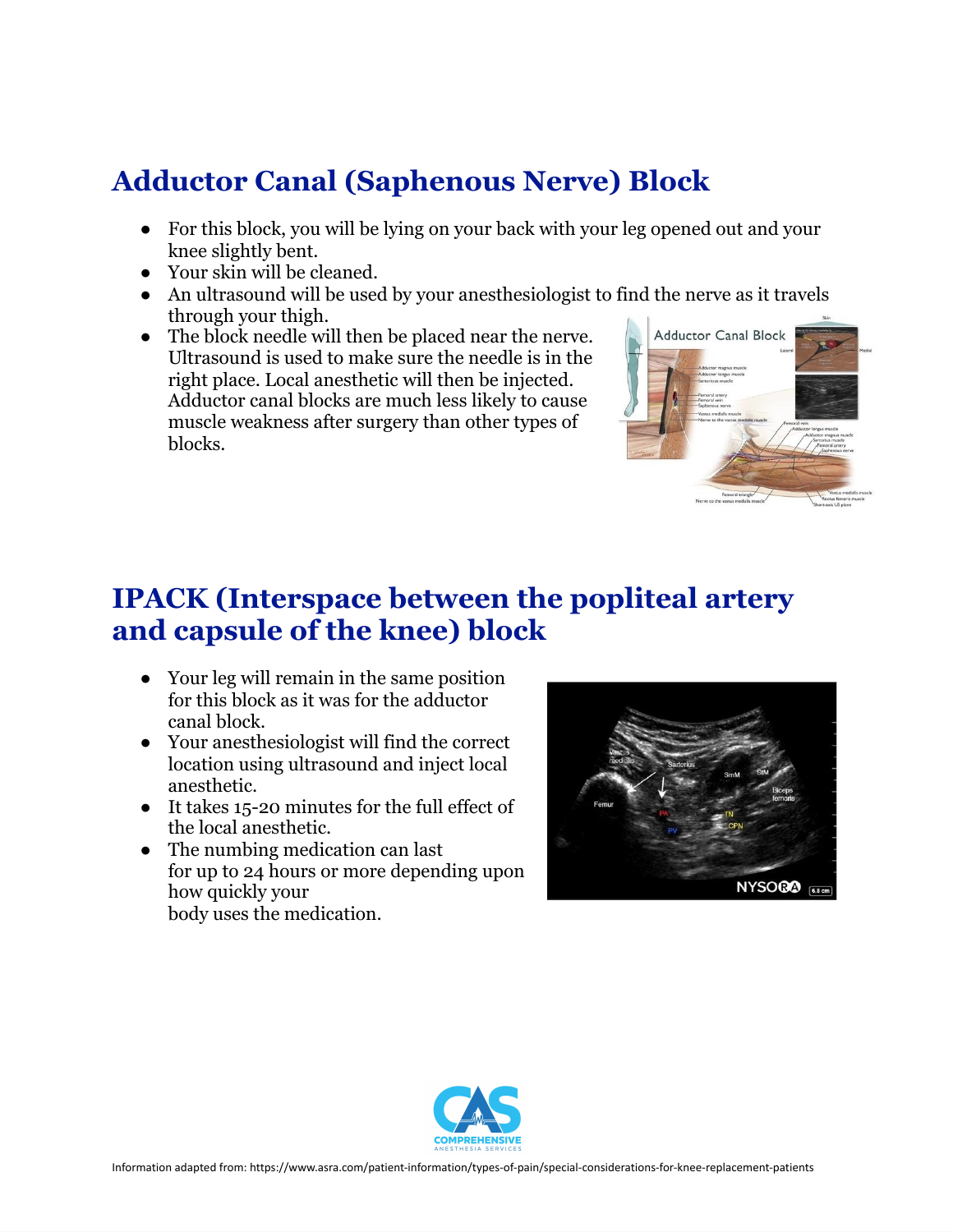## Adductor Canal (Saphenous Nerve) Block

- For this block, you will be lying on your back with your leg opened out and your knee slightly bent.
- Your skin will be cleaned.
- An ultrasound will be used by your anesthesiologist to find the nerve as it travels through your thigh.
- The block needle will then be placed near the nerve. Ultrasound is used to make sure the needle is in the right place. Local anesthetic will then be injected. Adductor canal blocks are much less likely to cause muscle weakness after surgery than other types of blocks.

## IPACK (Interspace between the popliteal artery and capsule of the knee) block

- Your leg will remain in the same position for this block as it was for the adductor canal block.
- Your anesthesiologist will find the correct location using ultrasound and inject local anesthetic.
- It takes 15-20 minutes for the full effect of the local anesthetic.
- The numbing medication can last for up to 24 hours or more depending upon how quickly your body uses the medication.

Information adapted from: https://www.asra.com/patient-information/types-of-pain/special-considerations-for-knee-replacement-patients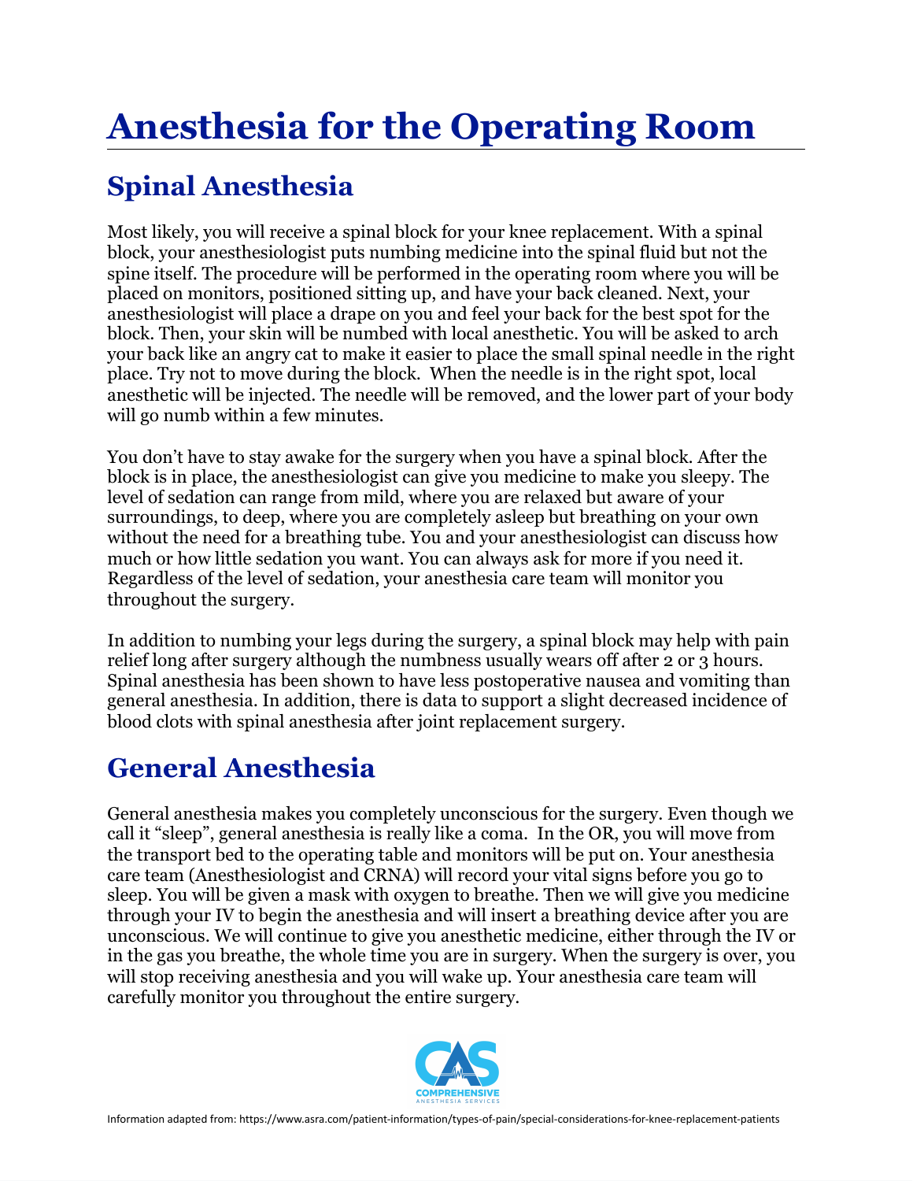# Anesthesia for the Operating Room

## Spinal Anesthesia

Most likely, you will receive a spinal block for your knee replacement. With a spinal block, your anesthesiologist puts numbing medicine into the spinal fluid but not the spine itself. The procedure will be performed in the operating room where you will be placed on monitors, positioned sitting up, and have your back cleaned. Next, your anesthesiologist will place a drape on you and feel your back for the best spot for the block. Then, your skin will be numbed with local anesthetic. You will be asked to arch your back like an angry cat to make it easier to place the small spinal needle in the right place. Try not to move during the block. When the needle is in the right spot, local anesthetic will be injected. The needle will be removed, and the lower part of your body will go numb within a few minutes.

You don't have to stay awake for the surgery when you have a spinal block. After the block is in place, the anesthesiologist can give you medicine to make you sleepy. The level of sedation can range from mild, where you are relaxed but aware of your surroundings, to deep, where you are completely asleep but breathing on your own without the need for a breathing tube. You and your anesthesiologist can discuss how much or how little sedation you want. You can always ask for more if you need it. Regardless of the level of sedation, your anesthesia care team will monitor you throughout the surgery.

In addition to numbing your legs during the surgery, a spinal block may help with pain relief long after surgery although the numbness usually wears off after 2 or 3 hours. Spinal anesthesia has been shown to have less postoperative nausea and vomiting than general anesthesia. In addition, there is data to support a slight decreased incidence of blood clots with spinal anesthesia after joint replacement surgery.

## General Anesthesia

General anesthesia makes you completely unconscious for the surgery. Even though we call it "sleep", general anesthesia is really like a coma. In the OR, you will move from the transport bed to the operating table and monitors will be put on. Your anesthesia care team (Anesthesiologist and CRNA) will record your vital signs before you go to sleep. You will be given a mask with oxygen to breathe. Then we will give you medicine through your IV to begin the anesthesia and will insert a breathing device after you are unconscious. We will continue to give you anesthetic medicine, either through the IV or in the gas you breathe, the whole time you are in surgery. When the surgery is over, you will stop receiving anesthesia and you will wake up. Your anesthesia care team will carefully monitor you throughout the entire surgery.

CAS COMPREHENSIVE ANESTHESIA SERVICES

Information adapted from: https://www.asra.com/patient-information/types-of-pain/special-considerations-for-knee-replacement-patients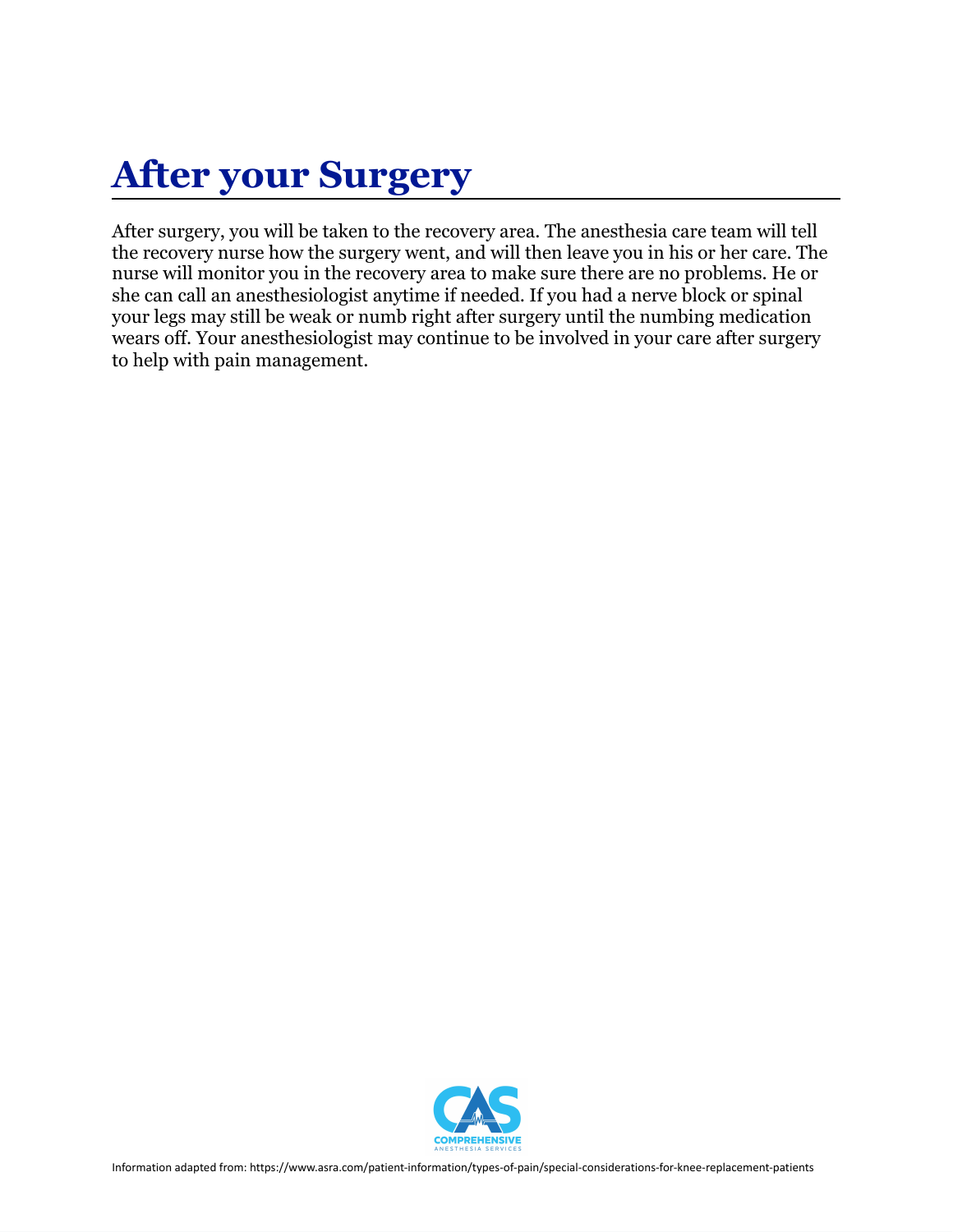# After your Surgery

After surgery, you will be taken to the recovery area. The anesthesia care team will tell the recovery nurse how the surgery went, and will then leave you in his or her care. The nurse will monitor you in the recovery area to make sure there are no problems. He or she can call an anesthesiologist anytime if needed. If you had a nerve block or spinal your legs may still be weak or numb right after surgery until the numbing medication wears off. Your anesthesiologist may continue to be involved in your care after surgery to help with pain management.

Information adapted from: https://www.asra.com/patient-information/types-of-pain/special-considerations-for-knee-replacement-patients